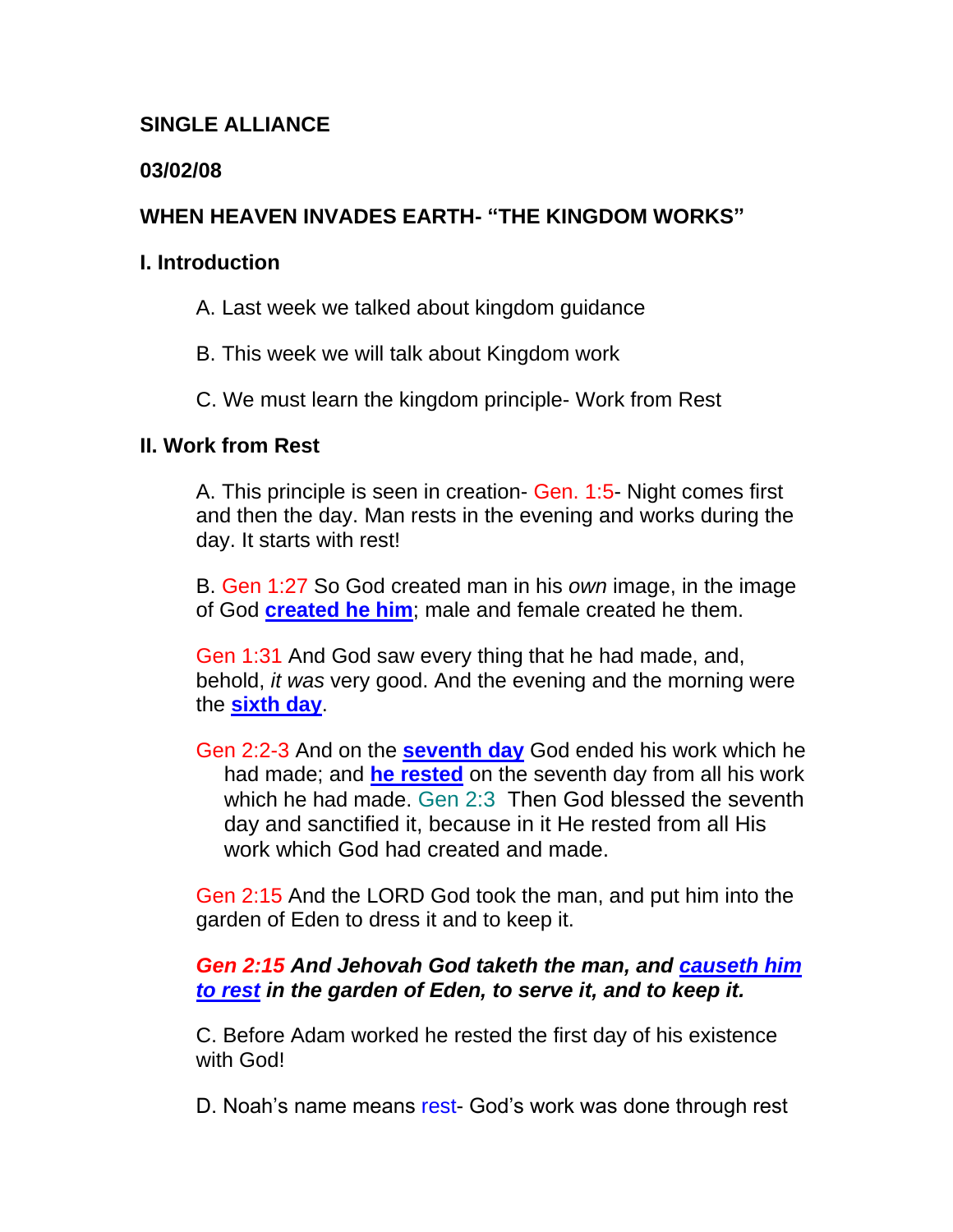**SINGLE ALLIANCE**

**03/02/08**

**WHEN HEAVEN INVADES EARTH- "THE KINGDOM WORKS"**

**I. Introduction**

A. Last week we talked about kingdom guidance

B. This week we will talk about Kingdom work

C. We must learn the kingdom principle- Work from Rest

**II. Work from Rest**

A. This principle is seen in creation- Gen. 1:5- Night comes first and then the day. Man rests in the evening and works during the day. It starts with rest!

B. Gen 1:27 So God created man in his *own* image, in the image of God **created he him**; male and female created he them.

Gen 1:31 And God saw every thing that he had made, and, behold, *it was* very good. And the evening and the morning were the **sixth day**.

Gen 2:2-3 And on the **seventh day** God ended his work which he had made; and **he rested** on the seventh day from all his work which he had made. Gen 2:3 Then God blessed the seventh day and sanctified it, because in it He rested from all His work which God had created and made.

Gen 2:15 And the LORD God took the man, and put him into the garden of Eden to dress it and to keep it.

***Gen 2:15 And Jehovah God taketh the man, and causeth him to rest in the garden of Eden, to serve it, and to keep it.***

C. Before Adam worked he rested the first day of his existence with God!

D. Noah's name means rest- God's work was done through rest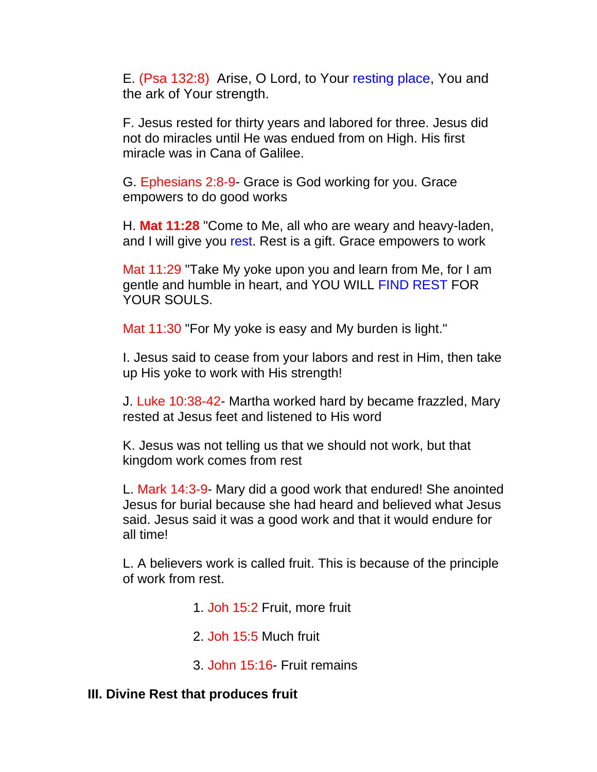E. (Psa 132:8) Arise, O Lord, to Your resting place, You and the ark of Your strength.

F. Jesus rested for thirty years and labored for three. Jesus did not do miracles until He was endued from on High. His first miracle was in Cana of Galilee.

G. Ephesians 2:8-9- Grace is God working for you. Grace empowers to do good works

H. **Mat 11:28** "Come to Me, all who are weary and heavy-laden, and I will give you rest. Rest is a gift. Grace empowers to work

Mat 11:29 "Take My yoke upon you and learn from Me, for I am gentle and humble in heart, and YOU WILL FIND REST FOR YOUR SOULS.

Mat 11:30 "For My yoke is easy and My burden is light."

I. Jesus said to cease from your labors and rest in Him, then take up His yoke to work with His strength!

J. Luke 10:38-42- Martha worked hard by became frazzled, Mary rested at Jesus feet and listened to His word

K. Jesus was not telling us that we should not work, but that kingdom work comes from rest

L. Mark 14:3-9- Mary did a good work that endured! She anointed Jesus for burial because she had heard and believed what Jesus said. Jesus said it was a good work and that it would endure for all time!

L. A believers work is called fruit. This is because of the principle of work from rest.

1. Joh 15:2 Fruit, more fruit
2. Joh 15:5 Much fruit
3. John 15:16- Fruit remains

**III. Divine Rest that produces fruit**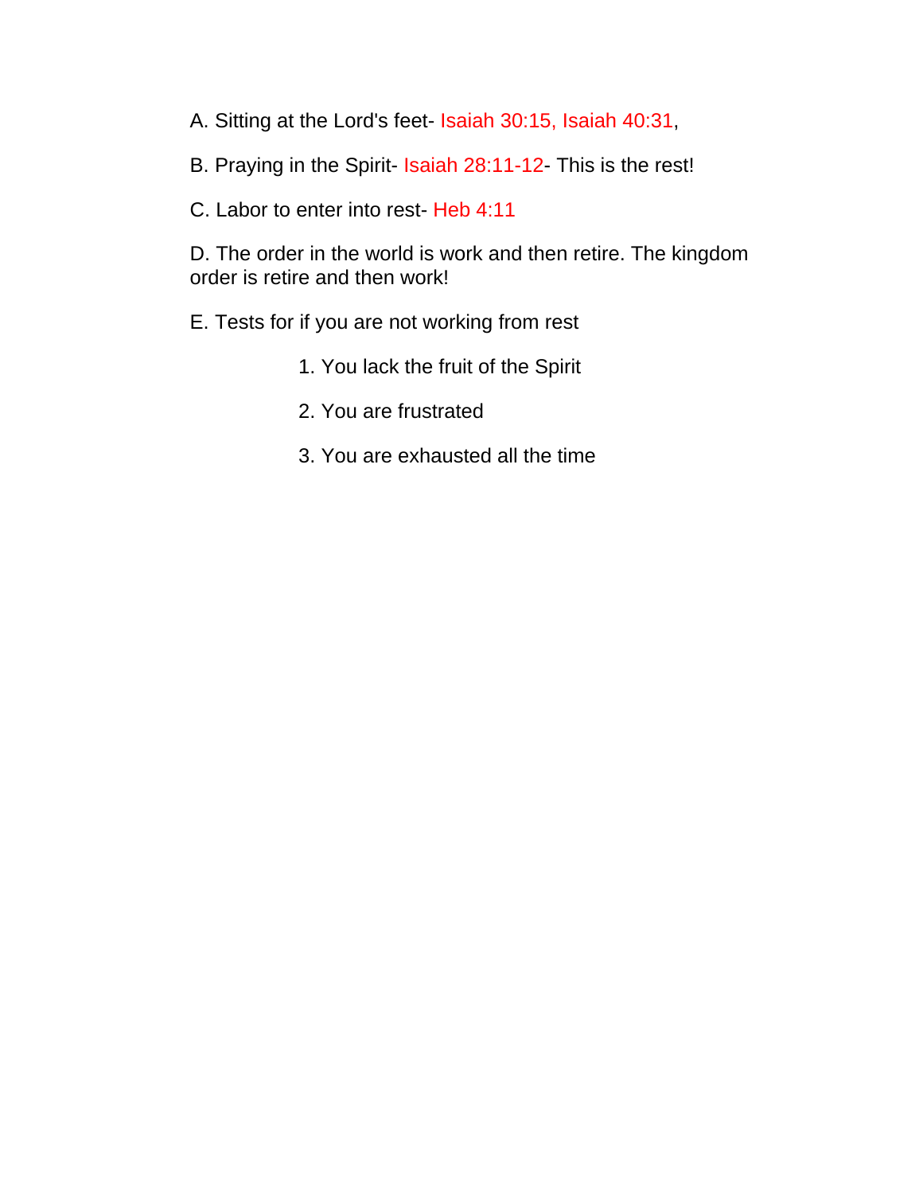A. Sitting at the Lord's feet- Isaiah 30:15, Isaiah 40:31,

B. Praying in the Spirit- Isaiah 28:11-12- This is the rest!

C. Labor to enter into rest- Heb 4:11

D. The order in the world is work and then retire. The kingdom order is retire and then work!

E. Tests for if you are not working from rest

1. You lack the fruit of the Spirit
2. You are frustrated
3. You are exhausted all the time